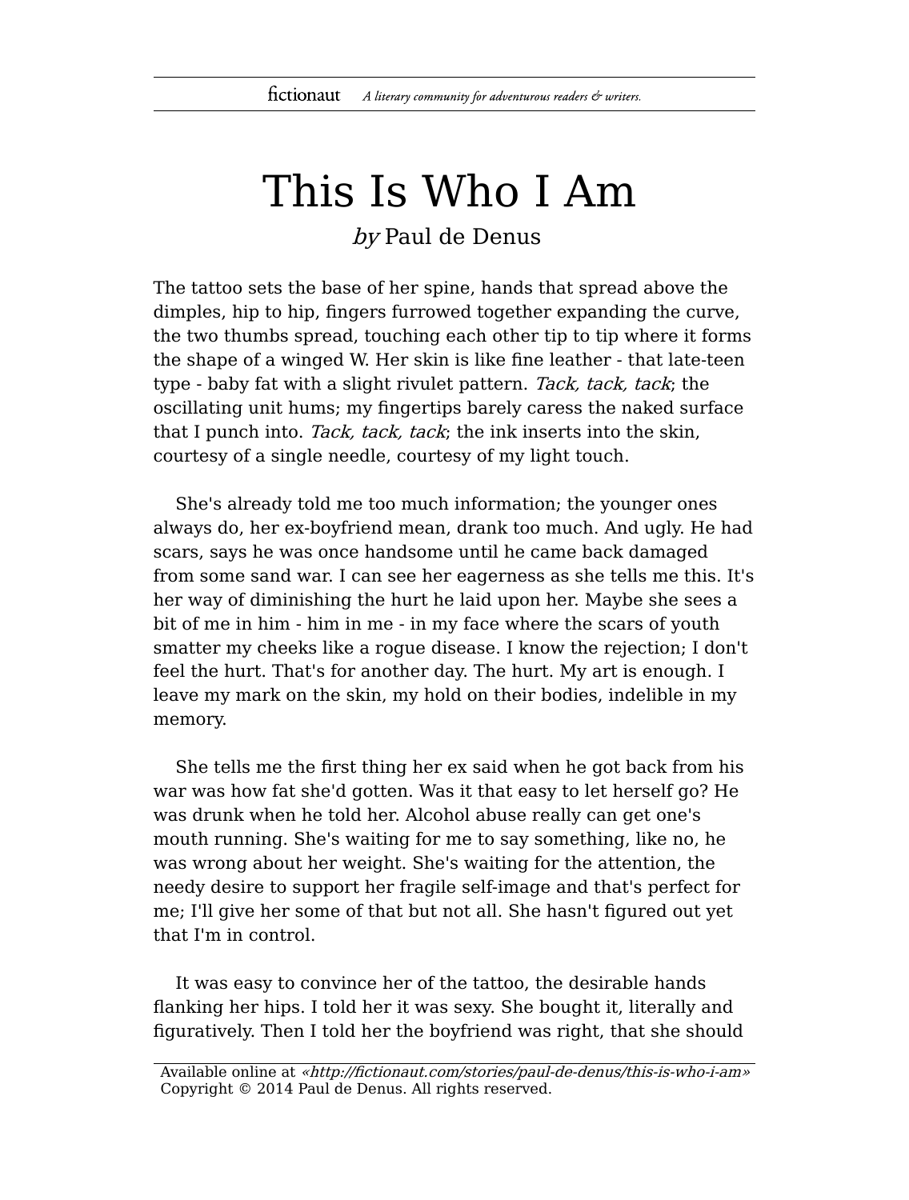# This Is Who I Am

*by* Paul de Denus

The tattoo sets the base of her spine, hands that spread above the dimples, hip to hip, fingers furrowed together expanding the curve, the two thumbs spread, touching each other tip to tip where it forms the shape of a winged W. Her skin is like fine leather - that late-teen type - baby fat with a slight rivulet pattern. *Tack, tack, tack*; the oscillating unit hums; my fingertips barely caress the naked surface that I punch into. *Tack, tack, tack*; the ink inserts into the skin, courtesy of a single needle, courtesy of my light touch.

She's already told me too much information; the younger ones always do, her ex-boyfriend mean, drank too much. And ugly. He had scars, says he was once handsome until he came back damaged from some sand war. I can see her eagerness as she tells me this. It's her way of diminishing the hurt he laid upon her. Maybe she sees a bit of me in him - him in me - in my face where the scars of youth smatter my cheeks like a rogue disease. I know the rejection; I don't feel the hurt. That's for another day. The hurt. My art is enough. I leave my mark on the skin, my hold on their bodies, indelible in my memory.

She tells me the first thing her ex said when he got back from his war was how fat she'd gotten. Was it that easy to let herself go? He was drunk when he told her. Alcohol abuse really can get one's mouth running. She's waiting for me to say something, like no, he was wrong about her weight. She's waiting for the attention, the needy desire to support her fragile self-image and that's perfect for me; I'll give her some of that but not all. She hasn't figured out yet that I'm in control.

It was easy to convince her of the tattoo, the desirable hands flanking her hips. I told her it was sexy. She bought it, literally and figuratively. Then I told her the boyfriend was right, that she should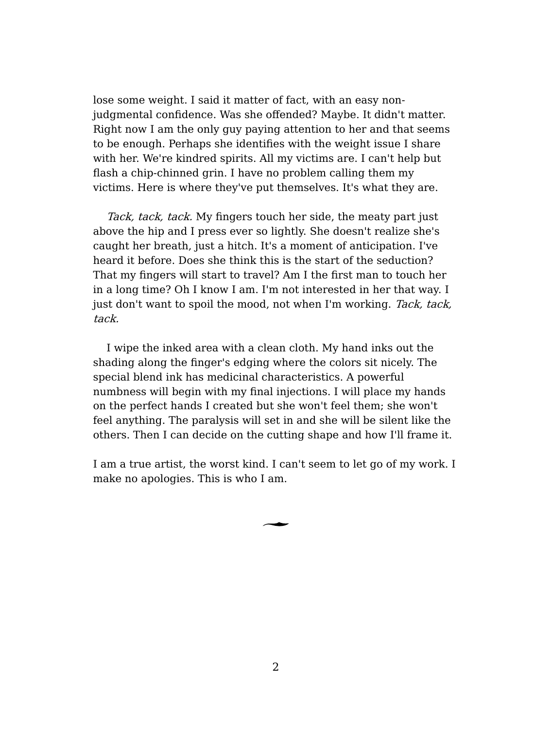lose some weight. I said it matter of fact, with an easy non-judgmental confidence. Was she offended? Maybe. It didn't matter. Right now I am the only guy paying attention to her and that seems to be enough. Perhaps she identifies with the weight issue I share with her. We're kindred spirits. All my victims are. I can't help but flash a chip-chinned grin. I have no problem calling them my victims. Here is where they've put themselves. It's what they are.

*Tack, tack, tack.* My fingers touch her side, the meaty part just above the hip and I press ever so lightly. She doesn't realize she's caught her breath, just a hitch. It's a moment of anticipation. I've heard it before. Does she think this is the start of the seduction? That my fingers will start to travel? Am I the first man to touch her in a long time? Oh I know I am. I'm not interested in her that way. I just don't want to spoil the mood, not when I'm working. *Tack, tack, tack.*

I wipe the inked area with a clean cloth. My hand inks out the shading along the finger's edging where the colors sit nicely. The special blend ink has medicinal characteristics. A powerful numbness will begin with my final injections. I will place my hands on the perfect hands I created but she won't feel them; she won't feel anything. The paralysis will set in and she will be silent like the others. Then I can decide on the cutting shape and how I'll frame it.

I am a true artist, the worst kind. I can't seem to let go of my work. I make no apologies. This is who I am.